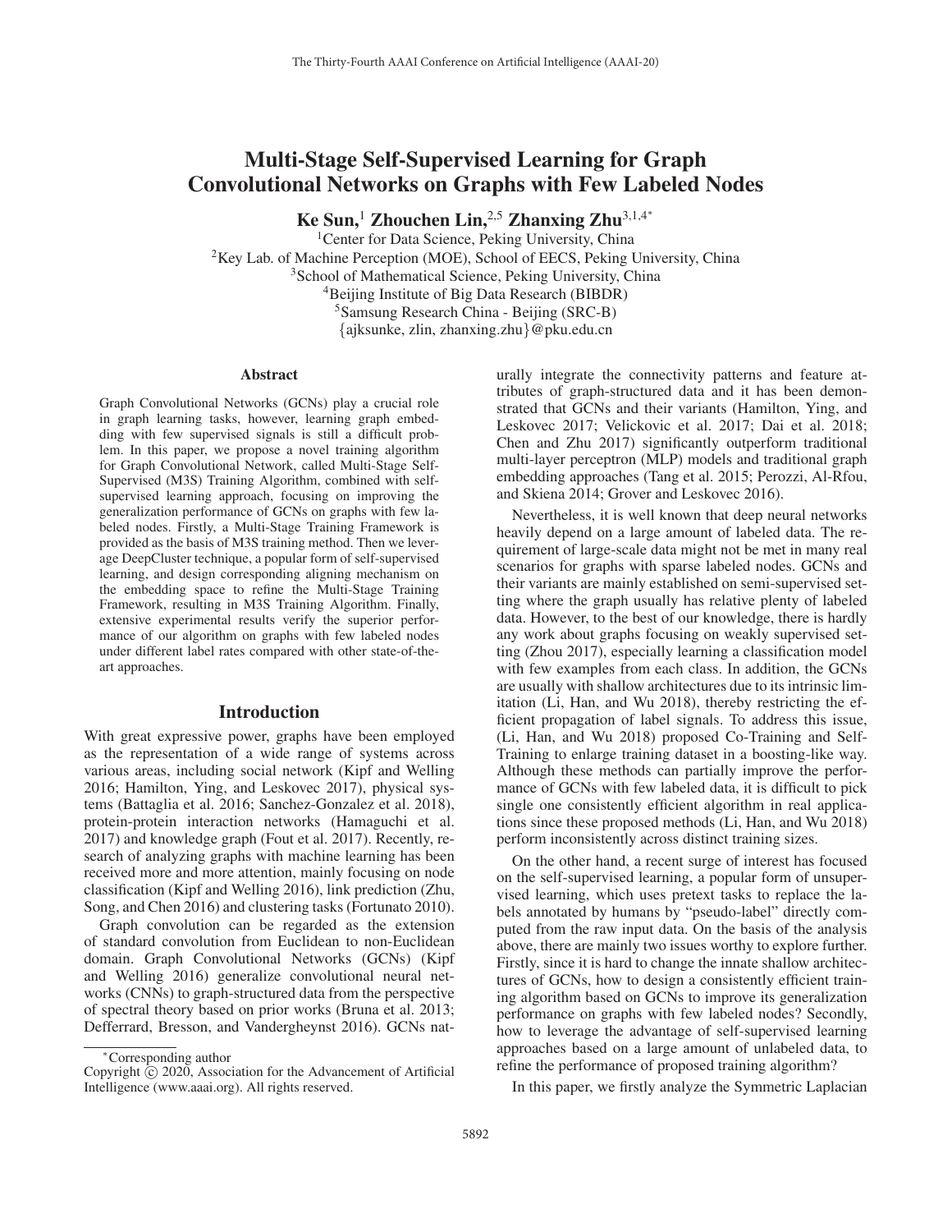# Multi-Stage Self-Supervised Learning for Graph Convolutional Networks on Graphs with Few Labeled Nodes

**Ke Sun,[1] Zhouchen Lin,[2,5] Zhanxing Zhu[3,1,4*]**

[1]Center for Data Science, Peking University, China
[2]Key Lab. of Machine Perception (MOE), School of EECS, Peking University, China
[3]School of Mathematical Science, Peking University, China
[4]Beijing Institute of Big Data Research (BIBDR)
[5]Samsung Research China - Beijing (SRC-B)
{ajksunke, zlin, zhanxing.zhu}@pku.edu.cn

## Abstract

Graph Convolutional Networks (GCNs) play a crucial role in graph learning tasks, however, learning graph embedding with few supervised signals is still a difficult problem. In this paper, we propose a novel training algorithm for Graph Convolutional Network, called Multi-Stage Self-Supervised (M3S) Training Algorithm, combined with self-supervised learning approach, focusing on improving the generalization performance of GCNs on graphs with few labeled nodes. Firstly, a Multi-Stage Training Framework is provided as the basis of M3S training method. Then we leverage DeepCluster technique, a popular form of self-supervised learning, and design corresponding aligning mechanism on the embedding space to refine the Multi-Stage Training Framework, resulting in M3S Training Algorithm. Finally, extensive experimental results verify the superior performance of our algorithm on graphs with few labeled nodes under different label rates compared with other state-of-the-art approaches.

## Introduction

With great expressive power, graphs have been employed as the representation of a wide range of systems across various areas, including social network (Kipf and Welling 2016; Hamilton, Ying, and Leskovec 2017), physical systems (Battaglia et al. 2016; Sanchez-Gonzalez et al. 2018), protein-protein interaction networks (Hamaguchi et al. 2017) and knowledge graph (Fout et al. 2017). Recently, research of analyzing graphs with machine learning has been received more and more attention, mainly focusing on node classification (Kipf and Welling 2016), link prediction (Zhu, Song, and Chen 2016) and clustering tasks (Fortunato 2010).

Graph convolution can be regarded as the extension of standard convolution from Euclidean to non-Euclidean domain. Graph Convolutional Networks (GCNs) (Kipf and Welling 2016) generalize convolutional neural networks (CNNs) to graph-structured data from the perspective of spectral theory based on prior works (Bruna et al. 2013; Defferrard, Bresson, and Vandergheynst 2016). GCNs naturally integrate the connectivity patterns and feature attributes of graph-structured data and it has been demonstrated that GCNs and their variants (Hamilton, Ying, and Leskovec 2017; Velickovic et al. 2017; Dai et al. 2018; Chen and Zhu 2017) significantly outperform traditional multi-layer perceptron (MLP) models and traditional graph embedding approaches (Tang et al. 2015; Perozzi, Al-Rfou, and Skiena 2014; Grover and Leskovec 2016).

Nevertheless, it is well known that deep neural networks heavily depend on a large amount of labeled data. The requirement of large-scale data might not be met in many real scenarios for graphs with sparse labeled nodes. GCNs and their variants are mainly established on semi-supervised setting where the graph usually has relative plenty of labeled data. However, to the best of our knowledge, there is hardly any work about graphs focusing on weakly supervised setting (Zhou 2017), especially learning a classification model with few examples from each class. In addition, the GCNs are usually with shallow architectures due to its intrinsic limitation (Li, Han, and Wu 2018), thereby restricting the efficient propagation of label signals. To address this issue, (Li, Han, and Wu 2018) proposed Co-Training and Self-Training to enlarge training dataset in a boosting-like way. Although these methods can partially improve the performance of GCNs with few labeled data, it is difficult to pick single one consistently efficient algorithm in real applications since these proposed methods (Li, Han, and Wu 2018) perform inconsistently across distinct training sizes.

On the other hand, a recent surge of interest has focused on the self-supervised learning, a popular form of unsupervised learning, which uses pretext tasks to replace the labels annotated by humans by "pseudo-label" directly computed from the raw input data. On the basis of the analysis above, there are mainly two issues worthy to explore further. Firstly, since it is hard to change the innate shallow architectures of GCNs, how to design a consistently efficient training algorithm based on GCNs to improve its generalization performance on graphs with few labeled nodes? Secondly, how to leverage the advantage of self-supervised learning approaches based on a large amount of unlabeled data, to refine the performance of proposed training algorithm?

In this paper, we firstly analyze the Symmetric Laplacian

*Corresponding author
Copyright © 2020, Association for the Advancement of Artificial Intelligence (www.aaai.org). All rights reserved.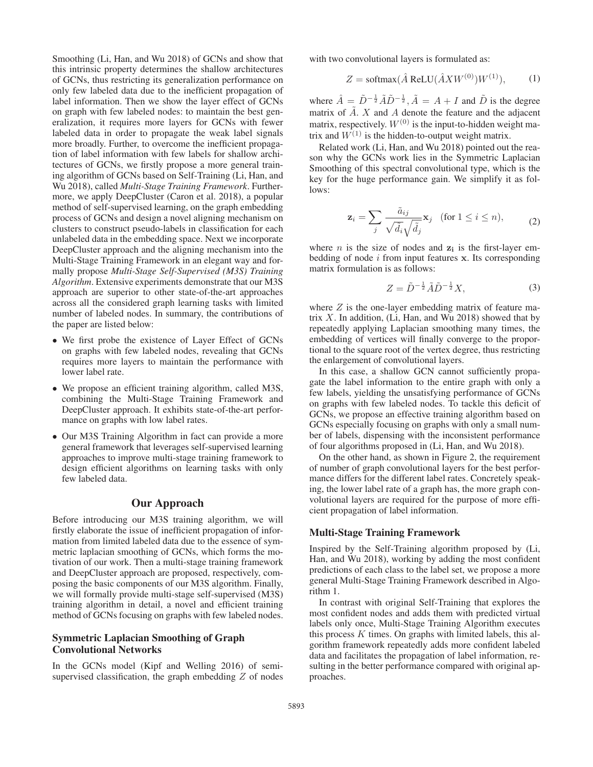Smoothing (Li, Han, and Wu 2018) of GCNs and show that this intrinsic property determines the shallow architectures of GCNs, thus restricting its generalization performance on only few labeled data due to the inefficient propagation of label information. Then we show the layer effect of GCNs on graph with few labeled nodes: to maintain the best generalization, it requires more layers for GCNs with fewer labeled data in order to propagate the weak label signals more broadly. Further, to overcome the inefficient propagation of label information with few labels for shallow architectures of GCNs, we firstly propose a more general training algorithm of GCNs based on Self-Training (Li, Han, and Wu 2018), called *Multi-Stage Training Framework*. Furthermore, we apply DeepCluster (Caron et al. 2018), a popular method of self-supervised learning, on the graph embedding process of GCNs and design a novel aligning mechanism on clusters to construct pseudo-labels in classification for each unlabeled data in the embedding space. Next we incorporate DeepCluster approach and the aligning mechanism into the Multi-Stage Training Framework in an elegant way and formally propose *Multi-Stage Self-Supervised (M3S) Training Algorithm*. Extensive experiments demonstrate that our M3S approach are superior to other state-of-the-art approaches across all the considered graph learning tasks with limited number of labeled nodes. In summary, the contributions of the paper are listed below:

- We first probe the existence of Layer Effect of GCNs on graphs with few labeled nodes, revealing that GCNs requires more layers to maintain the performance with lower label rate.
- We propose an efficient training algorithm, called M3S, combining the Multi-Stage Training Framework and DeepCluster approach. It exhibits state-of-the-art performance on graphs with low label rates.
- Our M3S Training Algorithm in fact can provide a more general framework that leverages self-supervised learning approaches to improve multi-stage training framework to design efficient algorithms on learning tasks with only few labeled data.

## Our Approach

Before introducing our M3S training algorithm, we will firstly elaborate the issue of inefficient propagation of information from limited labeled data due to the essence of symmetric laplacian smoothing of GCNs, which forms the motivation of our work. Then a multi-stage training framework and DeepCluster approach are proposed, respectively, composing the basic components of our M3S algorithm. Finally, we will formally provide multi-stage self-supervised (M3S) training algorithm in detail, a novel and efficient training method of GCNs focusing on graphs with few labeled nodes.

### Symmetric Laplacian Smoothing of Graph Convolutional Networks

In the GCNs model (Kipf and Welling 2016) of semi-supervised classification, the graph embedding $Z$ of nodes with two convolutional layers is formulated as:

$$Z = \text{softmax}(\hat{A}\ \text{ReLU}(\hat{A}XW^{(0)})W^{(1)}), \tag{1}$$

where $\hat{A} = \tilde{D}^{-\frac{1}{2}}\tilde{A}\tilde{D}^{-\frac{1}{2}}, \tilde{A} = A + I$ and $\tilde{D}$ is the degree matrix of $\tilde{A}$. $X$ and $A$ denote the feature and the adjacent matrix, respectively. $W^{(0)}$ is the input-to-hidden weight matrix and $W^{(1)}$ is the hidden-to-output weight matrix.

Related work (Li, Han, and Wu 2018) pointed out the reason why the GCNs work lies in the Symmetric Laplacian Smoothing of this spectral convolutional type, which is the key for the huge performance gain. We simplify it as follows:

$$\mathbf{z}_i = \sum_j \frac{\tilde{a}_{ij}}{\sqrt{\tilde{d}_i}\sqrt{\tilde{d}_j}}\mathbf{x}_j \quad (\text{for } 1 \le i \le n), \tag{2}$$

where $n$ is the size of nodes and $\mathbf{z_i}$ is the first-layer embedding of node $i$ from input features $\mathbf{x}$. Its corresponding matrix formulation is as follows:

$$Z = \tilde{D}^{-\frac{1}{2}}\tilde{A}\tilde{D}^{-\frac{1}{2}}X, \tag{3}$$

where $Z$ is the one-layer embedding matrix of feature matrix $X$. In addition, (Li, Han, and Wu 2018) showed that by repeatedly applying Laplacian smoothing many times, the embedding of vertices will finally converge to the proportional to the square root of the vertex degree, thus restricting the enlargement of convolutional layers.

In this case, a shallow GCN cannot sufficiently propagate the label information to the entire graph with only a few labels, yielding the unsatisfying performance of GCNs on graphs with few labeled nodes. To tackle this deficit of GCNs, we propose an effective training algorithm based on GCNs especially focusing on graphs with only a small number of labels, dispensing with the inconsistent performance of four algorithms proposed in (Li, Han, and Wu 2018).

On the other hand, as shown in Figure 2, the requirement of number of graph convolutional layers for the best performance differs for the different label rates. Concretely speaking, the lower label rate of a graph has, the more graph convolutional layers are required for the purpose of more efficient propagation of label information.

### Multi-Stage Training Framework

Inspired by the Self-Training algorithm proposed by (Li, Han, and Wu 2018), working by adding the most confident predictions of each class to the label set, we propose a more general Multi-Stage Training Framework described in Algorithm 1.

In contrast with original Self-Training that explores the most confident nodes and adds them with predicted virtual labels only once, Multi-Stage Training Algorithm executes this process $K$ times. On graphs with limited labels, this algorithm framework repeatedly adds more confident labeled data and facilitates the propagation of label information, resulting in the better performance compared with original approaches.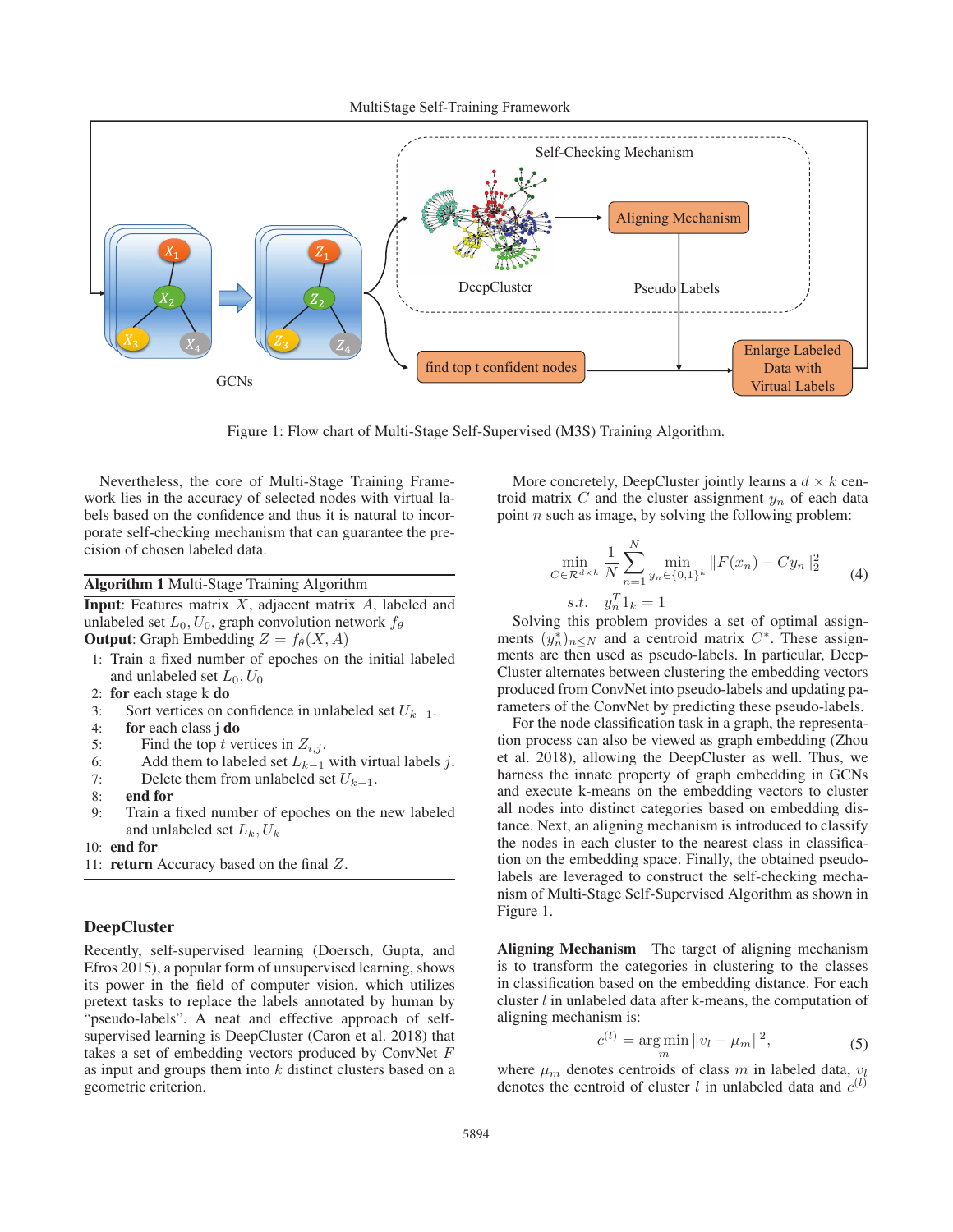Figure 1: Flow chart of Multi-Stage Self-Supervised (M3S) Training Algorithm.

Nevertheless, the core of Multi-Stage Training Framework lies in the accuracy of selected nodes with virtual labels based on the confidence and thus it is natural to incorporate self-checking mechanism that can guarantee the precision of chosen labeled data.

**Algorithm 1** Multi-Stage Training Algorithm

**Input**: Features matrix $X$, adjacent matrix $A$, labeled and unlabeled set $L_0, U_0$, graph convolution network $f_\theta$
**Output**: Graph Embedding $Z = f_\theta(X, A)$

1: Train a fixed number of epoches on the initial labeled and unlabeled set $L_0, U_0$
2: **for** each stage k **do**
3: Sort vertices on confidence in unlabeled set $U_{k-1}$.
4: **for** each class j **do**
5: Find the top $t$ vertices in $Z_{i,j}$.
6: Add them to labeled set $L_{k-1}$ with virtual labels $j$.
7: Delete them from unlabeled set $U_{k-1}$.
8: **end for**
9: Train a fixed number of epoches on the new labeled and unlabeled set $L_k, U_k$
10: **end for**
11: **return** Accuracy based on the final $Z$.

## DeepCluster

Recently, self-supervised learning (Doersch, Gupta, and Efros 2015), a popular form of unsupervised learning, shows its power in the field of computer vision, which utilizes pretext tasks to replace the labels annotated by human by "pseudo-labels". A neat and effective approach of self-supervised learning is DeepCluster (Caron et al. 2018) that takes a set of embedding vectors produced by ConvNet $F$ as input and groups them into $k$ distinct clusters based on a geometric criterion.

More concretely, DeepCluster jointly learns a $d \times k$ centroid matrix $C$ and the cluster assignment $y_n$ of each data point $n$ such as image, by solving the following problem:

$$\min_{C \in \mathcal{R}^{d \times k}} \frac{1}{N} \sum_{n=1}^{N} \min_{y_n \in \{0,1\}^k} \|F(x_n) - C y_n\|_2^2 \quad s.t. \quad y_n^T 1_k = 1 \tag{4}$$

Solving this problem provides a set of optimal assignments $(y_n^*)_{n \leq N}$ and a centroid matrix $C^*$. These assignments are then used as pseudo-labels. In particular, DeepCluster alternates between clustering the embedding vectors produced from ConvNet into pseudo-labels and updating parameters of the ConvNet by predicting these pseudo-labels.

For the node classification task in a graph, the representation process can also be viewed as graph embedding (Zhou et al. 2018), allowing the DeepCluster as well. Thus, we harness the innate property of graph embedding in GCNs and execute k-means on the embedding vectors to cluster all nodes into distinct categories based on embedding distance. Next, an aligning mechanism is introduced to classify the nodes in each cluster to the nearest class in classification on the embedding space. Finally, the obtained pseudo-labels are leveraged to construct the self-checking mechanism of Multi-Stage Self-Supervised Algorithm as shown in Figure 1.

**Aligning Mechanism** The target of aligning mechanism is to transform the categories in clustering to the classes in classification based on the embedding distance. For each cluster $l$ in unlabeled data after k-means, the computation of aligning mechanism is:

$$c^{(l)} = \arg\min_m \|v_l - \mu_m\|^2, \tag{5}$$

where $\mu_m$ denotes centroids of class $m$ in labeled data, $v_l$ denotes the centroid of cluster $l$ in unlabeled data and $c^{(l)}$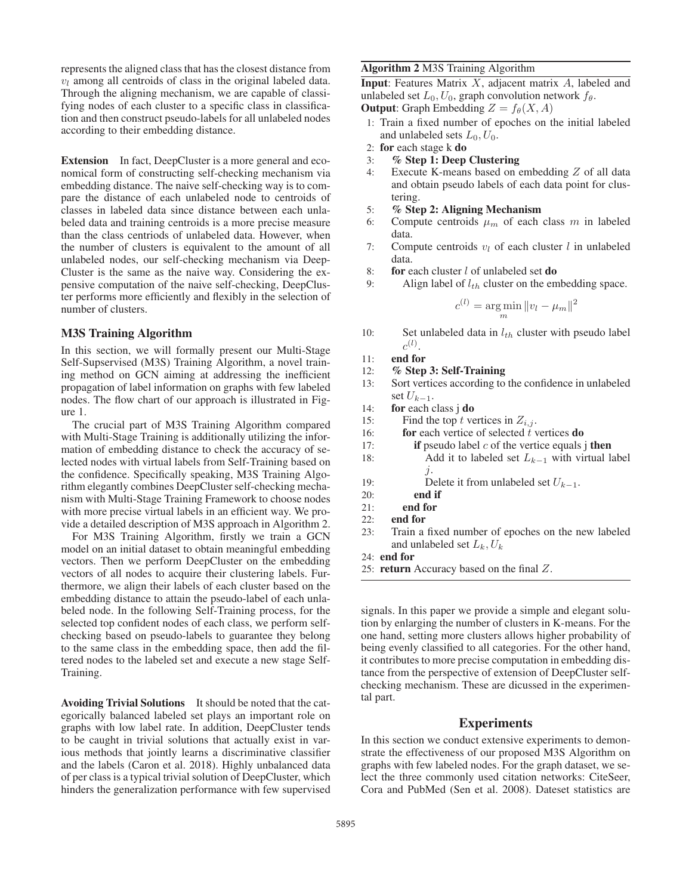represents the aligned class that has the closest distance from $v_l$ among all centroids of class in the original labeled data. Through the aligning mechanism, we are capable of classifying nodes of each cluster to a specific class in classification and then construct pseudo-labels for all unlabeled nodes according to their embedding distance.

**Extension** In fact, DeepCluster is a more general and economical form of constructing self-checking mechanism via embedding distance. The naive self-checking way is to compare the distance of each unlabeled node to centroids of classes in labeled data since distance between each unlabeled data and training centroids is a more precise measure than the class centriods of unlabeled data. However, when the number of clusters is equivalent to the amount of all unlabeled nodes, our self-checking mechanism via DeepCluster is the same as the naive way. Considering the expensive computation of the naive self-checking, DeepCluster performs more efficiently and flexibly in the selection of number of clusters.

## M3S Training Algorithm

In this section, we will formally present our Multi-Stage Self-Supservised (M3S) Training Algorithm, a novel training method on GCN aiming at addressing the inefficient propagation of label information on graphs with few labeled nodes. The flow chart of our approach is illustrated in Figure 1.

The crucial part of M3S Training Algorithm compared with Multi-Stage Training is additionally utilizing the information of embedding distance to check the accuracy of selected nodes with virtual labels from Self-Training based on the confidence. Specifically speaking, M3S Training Algorithm elegantly combines DeepCluster self-checking mechanism with Multi-Stage Training Framework to choose nodes with more precise virtual labels in an efficient way. We provide a detailed description of M3S approach in Algorithm 2.

For M3S Training Algorithm, firstly we train a GCN model on an initial dataset to obtain meaningful embedding vectors. Then we perform DeepCluster on the embedding vectors of all nodes to acquire their clustering labels. Furthermore, we align their labels of each cluster based on the embedding distance to attain the pseudo-label of each unlabeled node. In the following Self-Training process, for the selected top confident nodes of each class, we perform self-checking based on pseudo-labels to guarantee they belong to the same class in the embedding space, then add the filtered nodes to the labeled set and execute a new stage Self-Training.

**Avoiding Trivial Solutions** It should be noted that the categorically balanced labeled set plays an important role on graphs with low label rate. In addition, DeepCluster tends to be caught in trivial solutions that actually exist in various methods that jointly learns a discriminative classifier and the labels (Caron et al. 2018). Highly unbalanced data of per class is a typical trivial solution of DeepCluster, which hinders the generalization performance with few supervised signals. In this paper we provide a simple and elegant solution by enlarging the number of clusters in K-means. For the one hand, setting more clusters allows higher probability of being evenly classified to all categories. For the other hand, it contributes to more precise computation in embedding distance from the perspective of extension of DeepCluster self-checking mechanism. These are dicussed in the experimental part.

**Algorithm 2** M3S Training Algorithm

**Input**: Features Matrix $X$, adjacent matrix $A$, labeled and unlabeled set $L_0, U_0$, graph convolution network $f_\theta$.
**Output**: Graph Embedding $Z = f_\theta(X, A)$

```
1: Train a fixed number of epoches on the initial labeled
   and unlabeled sets L_0, U_0.
2: for each stage k do
3:   % Step 1: Deep Clustering
4:   Execute K-means based on embedding Z of all data
     and obtain pseudo labels of each data point for clus-
     tering.
5:   % Step 2: Aligning Mechanism
6:   Compute centroids μ_m of each class m in labeled
     data.
7:   Compute centroids v_l of each cluster l in unlabeled
     data.
8:   for each cluster l of unlabeled set do
9:     Align label of l_th cluster on the embedding space.
         c^(l) = argmin_m ||v_l − μ_m||^2
10:    Set unlabeled data in l_th cluster with pseudo label
       c^(l).
11:  end for
12:  % Step 3: Self-Training
13:  Sort vertices according to the confidence in unlabeled
     set U_{k−1}.
14:  for each class j do
15:    Find the top t vertices in Z_{i,j}.
16:    for each vertice of selected t vertices do
17:      if pseudo label c of the vertice equals j then
18:        Add it to labeled set L_{k−1} with virtual label
           j.
19:        Delete it from unlabeled set U_{k−1}.
20:      end if
21:    end for
22:  end for
23:  Train a fixed number of epoches on the new labeled
     and unlabeled set L_k, U_k
24: end for
25: return Accuracy based on the final Z.
```

$$c^{(l)} = \arg\min_m \|v_l - \mu_m\|^2$$

## Experiments

In this section we conduct extensive experiments to demonstrate the effectiveness of our proposed M3S Algorithm on graphs with few labeled nodes. For the graph dataset, we select the three commonly used citation networks: CiteSeer, Cora and PubMed (Sen et al. 2008). Dateset statistics are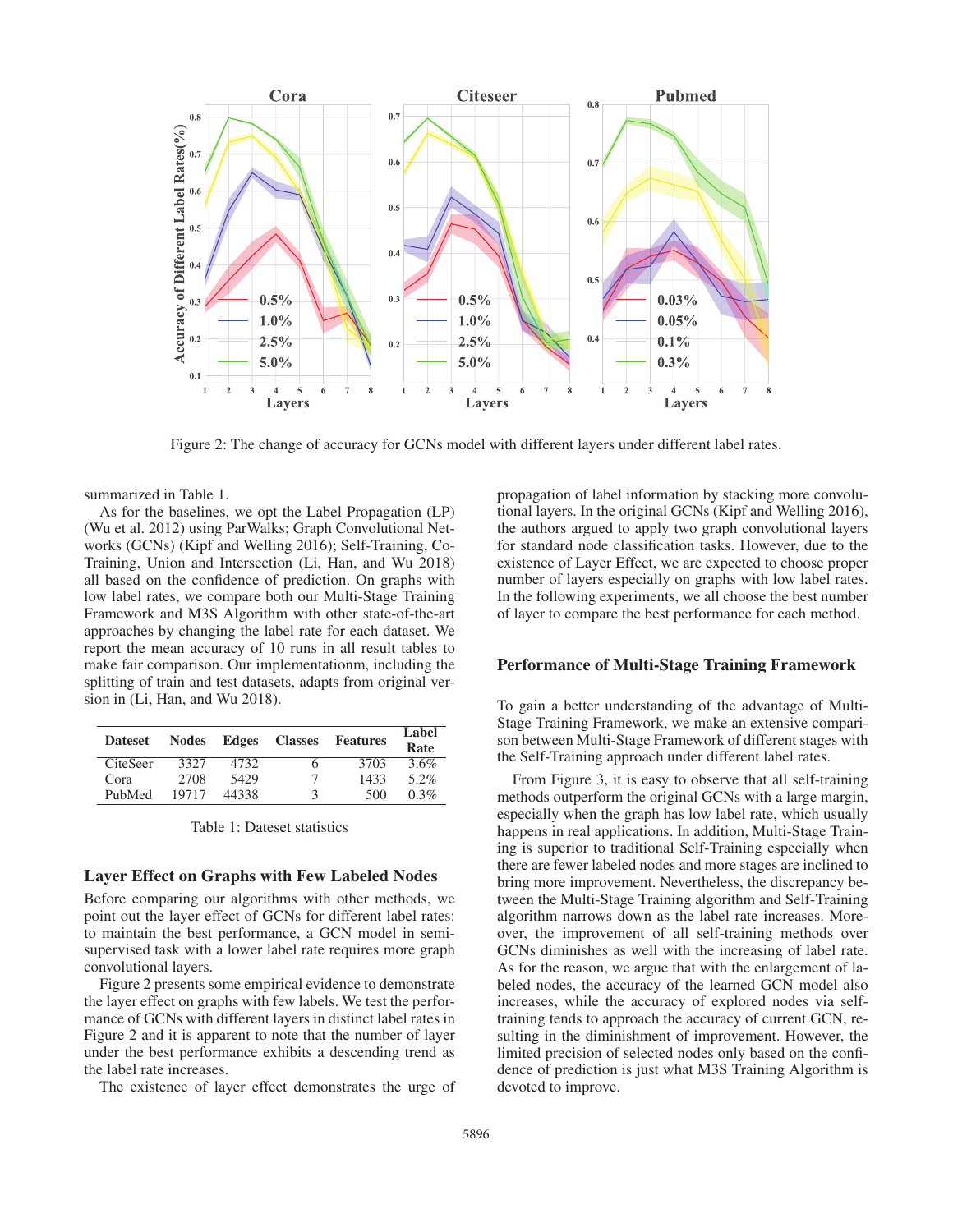Figure 2: The change of accuracy for GCNs model with different layers under different label rates.

summarized in Table 1.

As for the baselines, we opt the Label Propagation (LP) (Wu et al. 2012) using ParWalks; Graph Convolutional Networks (GCNs) (Kipf and Welling 2016); Self-Training, Co-Training, Union and Intersection (Li, Han, and Wu 2018) all based on the confidence of prediction. On graphs with low label rates, we compare both our Multi-Stage Training Framework and M3S Algorithm with other state-of-the-art approaches by changing the label rate for each dataset. We report the mean accuracy of 10 runs in all result tables to make fair comparison. Our implementationm, including the splitting of train and test datasets, adapts from original version in (Li, Han, and Wu 2018).

| Dateset | Nodes | Edges | Classes | Features | Label Rate |
|---|---|---|---|---|---|
| CiteSeer | 3327 | 4732 | 6 | 3703 | 3.6% |
| Cora | 2708 | 5429 | 7 | 1433 | 5.2% |
| PubMed | 19717 | 44338 | 3 | 500 | 0.3% |

Table 1: Dateset statistics

## Layer Effect on Graphs with Few Labeled Nodes

Before comparing our algorithms with other methods, we point out the layer effect of GCNs for different label rates: to maintain the best performance, a GCN model in semi-supervised task with a lower label rate requires more graph convolutional layers.

Figure 2 presents some empirical evidence to demonstrate the layer effect on graphs with few labels. We test the performance of GCNs with different layers in distinct label rates in Figure 2 and it is apparent to note that the number of layer under the best performance exhibits a descending trend as the label rate increases.

The existence of layer effect demonstrates the urge of propagation of label information by stacking more convolutional layers. In the original GCNs (Kipf and Welling 2016), the authors argued to apply two graph convolutional layers for standard node classification tasks. However, due to the existence of Layer Effect, we are expected to choose proper number of layers especially on graphs with low label rates. In the following experiments, we all choose the best number of layer to compare the best performance for each method.

## Performance of Multi-Stage Training Framework

To gain a better understanding of the advantage of Multi-Stage Training Framework, we make an extensive comparison between Multi-Stage Framework of different stages with the Self-Training approach under different label rates.

From Figure 3, it is easy to observe that all self-training methods outperform the original GCNs with a large margin, especially when the graph has low label rate, which usually happens in real applications. In addition, Multi-Stage Training is superior to traditional Self-Training especially when there are fewer labeled nodes and more stages are inclined to bring more improvement. Nevertheless, the discrepancy between the Multi-Stage Training algorithm and Self-Training algorithm narrows down as the label rate increases. Moreover, the improvement of all self-training methods over GCNs diminishes as well with the increasing of label rate. As for the reason, we argue that with the enlargement of labeled nodes, the accuracy of the learned GCN model also increases, while the accuracy of explored nodes via self-training tends to approach the accuracy of current GCN, resulting in the diminishment of improvement. However, the limited precision of selected nodes only based on the confidence of prediction is just what M3S Training Algorithm is devoted to improve.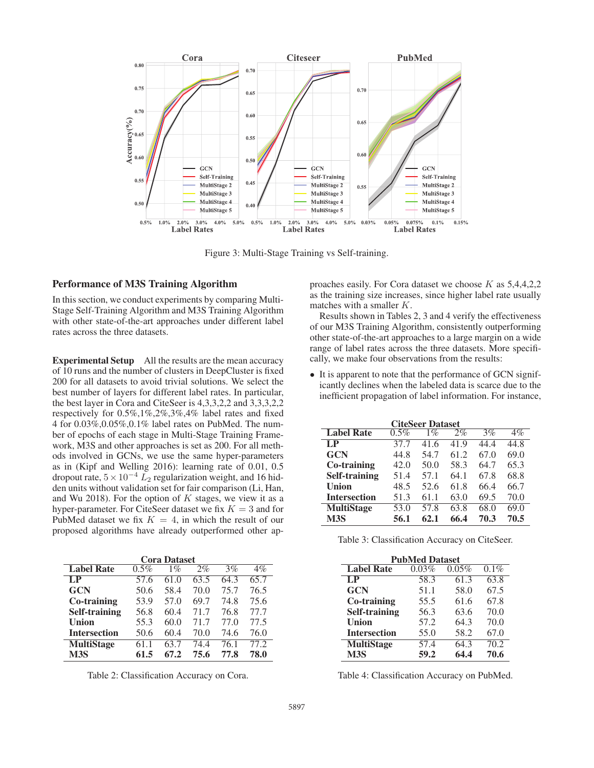Figure 3: Multi-Stage Training vs Self-training.

### Performance of M3S Training Algorithm

In this section, we conduct experiments by comparing Multi-Stage Self-Training Algorithm and M3S Training Algorithm with other state-of-the-art approaches under different label rates across the three datasets.

**Experimental Setup** All the results are the mean accuracy of 10 runs and the number of clusters in DeepCluster is fixed 200 for all datasets to avoid trivial solutions. We select the best number of layers for different label rates. In particular, the best layer in Cora and CiteSeer is 4,3,3,2,2 and 3,3,3,2,2 respectively for 0.5%,1%,2%,3%,4% label rates and fixed 4 for 0.03%,0.05%,0.1% label rates on PubMed. The number of epochs of each stage in Multi-Stage Training Framework, M3S and other approaches is set as 200. For all methods involved in GCNs, we use the same hyper-parameters as in (Kipf and Welling 2016): learning rate of 0.01, 0.5 dropout rate, $5 \times 10^{-4}$ $L_2$ regularization weight, and 16 hidden units without validation set for fair comparison (Li, Han, and Wu 2018). For the option of $K$ stages, we view it as a hyper-parameter. For CiteSeer dataset we fix $K = 3$ and for PubMed dataset we fix $K = 4$, in which the result of our proposed algorithms have already outperformed other approaches easily. For Cora dataset we choose $K$ as 5,4,4,2,2 as the training size increases, since higher label rate usually matches with a smaller $K$.

| **Cora Dataset** | | | | | |
|---|---|---|---|---|---|
| **Label Rate** | 0.5% | 1% | 2% | 3% | 4% |
| **LP** | 57.6 | 61.0 | 63.5 | 64.3 | 65.7 |
| **GCN** | 50.6 | 58.4 | 70.0 | 75.7 | 76.5 |
| **Co-training** | 53.9 | 57.0 | 69.7 | 74.8 | 75.6 |
| **Self-training** | 56.8 | 60.4 | 71.7 | 76.8 | 77.7 |
| **Union** | 55.3 | 60.0 | 71.7 | 77.0 | 77.5 |
| **Intersection** | 50.6 | 60.4 | 70.0 | 74.6 | 76.0 |
| **MultiStage** | 61.1 | 63.7 | 74.4 | 76.1 | 77.2 |
| **M3S** | **61.5** | **67.2** | **75.6** | **77.8** | **78.0** |

Table 2: Classification Accuracy on Cora.

Results shown in Tables 2, 3 and 4 verify the effectiveness of our M3S Training Algorithm, consistently outperforming other state-of-the-art approaches to a large margin on a wide range of label rates across the three datasets. More specifically, we make four observations from the results:

- It is apparent to note that the performance of GCN significantly declines when the labeled data is scarce due to the inefficient propagation of label information. For instance,

| **CiteSeer Dataset** | | | | | |
|---|---|---|---|---|---|
| **Label Rate** | 0.5% | 1% | 2% | 3% | 4% |
| **LP** | 37.7 | 41.6 | 41.9 | 44.4 | 44.8 |
| **GCN** | 44.8 | 54.7 | 61.2 | 67.0 | 69.0 |
| **Co-training** | 42.0 | 50.0 | 58.3 | 64.7 | 65.3 |
| **Self-training** | 51.4 | 57.1 | 64.1 | 67.8 | 68.8 |
| **Union** | 48.5 | 52.6 | 61.8 | 66.4 | 66.7 |
| **Intersection** | 51.3 | 61.1 | 63.0 | 69.5 | 70.0 |
| **MultiStage** | 53.0 | 57.8 | 63.8 | 68.0 | 69.0 |
| **M3S** | **56.1** | **62.1** | **66.4** | **70.3** | **70.5** |

Table 3: Classification Accuracy on CiteSeer.

| **PubMed Dataset** | | | |
|---|---|---|---|
| **Label Rate** | 0.03% | 0.05% | 0.1% |
| **LP** | 58.3 | 61.3 | 63.8 |
| **GCN** | 51.1 | 58.0 | 67.5 |
| **Co-training** | 55.5 | 61.6 | 67.8 |
| **Self-training** | 56.3 | 63.6 | 70.0 |
| **Union** | 57.2 | 64.3 | 70.0 |
| **Intersection** | 55.0 | 58.2 | 67.0 |
| **MultiStage** | 57.4 | 64.3 | 70.2 |
| **M3S** | **59.2** | **64.4** | **70.6** |

Table 4: Classification Accuracy on PubMed.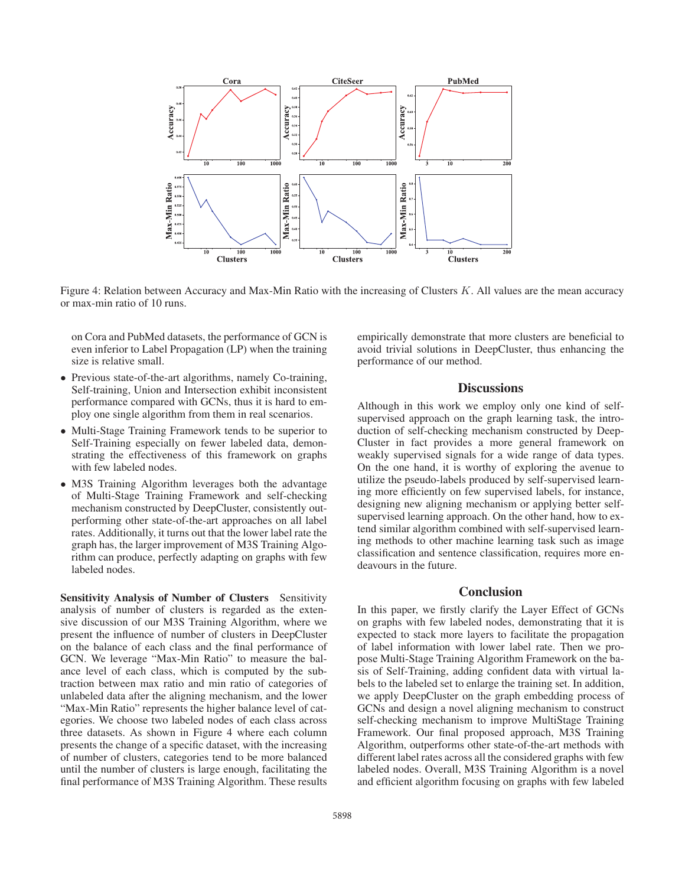Figure 4: Relation between Accuracy and Max-Min Ratio with the increasing of Clusters $K$. All values are the mean accuracy or max-min ratio of 10 runs.

on Cora and PubMed datasets, the performance of GCN is even inferior to Label Propagation (LP) when the training size is relative small.

- Previous state-of-the-art algorithms, namely Co-training, Self-training, Union and Intersection exhibit inconsistent performance compared with GCNs, thus it is hard to employ one single algorithm from them in real scenarios.
- Multi-Stage Training Framework tends to be superior to Self-Training especially on fewer labeled data, demonstrating the effectiveness of this framework on graphs with few labeled nodes.
- M3S Training Algorithm leverages both the advantage of Multi-Stage Training Framework and self-checking mechanism constructed by DeepCluster, consistently outperforming other state-of-the-art approaches on all label rates. Additionally, it turns out that the lower label rate the graph has, the larger improvement of M3S Training Algorithm can produce, perfectly adapting on graphs with few labeled nodes.

**Sensitivity Analysis of Number of Clusters** Sensitivity analysis of number of clusters is regarded as the extensive discussion of our M3S Training Algorithm, where we present the influence of number of clusters in DeepCluster on the balance of each class and the final performance of GCN. We leverage "Max-Min Ratio" to measure the balance level of each class, which is computed by the subtraction between max ratio and min ratio of categories of unlabeled data after the aligning mechanism, and the lower "Max-Min Ratio" represents the higher balance level of categories. We choose two labeled nodes of each class across three datasets. As shown in Figure 4 where each column presents the change of a specific dataset, with the increasing of number of clusters, categories tend to be more balanced until the number of clusters is large enough, facilitating the final performance of M3S Training Algorithm. These results empirically demonstrate that more clusters are beneficial to avoid trivial solutions in DeepCluster, thus enhancing the performance of our method.

## Discussions

Although in this work we employ only one kind of self-supervised approach on the graph learning task, the introduction of self-checking mechanism constructed by DeepCluster in fact provides a more general framework on weakly supervised signals for a wide range of data types. On the one hand, it is worthy of exploring the avenue to utilize the pseudo-labels produced by self-supervised learning more efficiently on few supervised labels, for instance, designing new aligning mechanism or applying better self-supervised learning approach. On the other hand, how to extend similar algorithm combined with self-supervised learning methods to other machine learning task such as image classification and sentence classification, requires more endeavours in the future.

## Conclusion

In this paper, we firstly clarify the Layer Effect of GCNs on graphs with few labeled nodes, demonstrating that it is expected to stack more layers to facilitate the propagation of label information with lower label rate. Then we propose Multi-Stage Training Algorithm Framework on the basis of Self-Training, adding confident data with virtual labels to the labeled set to enlarge the training set. In addition, we apply DeepCluster on the graph embedding process of GCNs and design a novel aligning mechanism to construct self-checking mechanism to improve MultiStage Training Framework. Our final proposed approach, M3S Training Algorithm, outperforms other state-of-the-art methods with different label rates across all the considered graphs with few labeled nodes. Overall, M3S Training Algorithm is a novel and efficient algorithm focusing on graphs with few labeled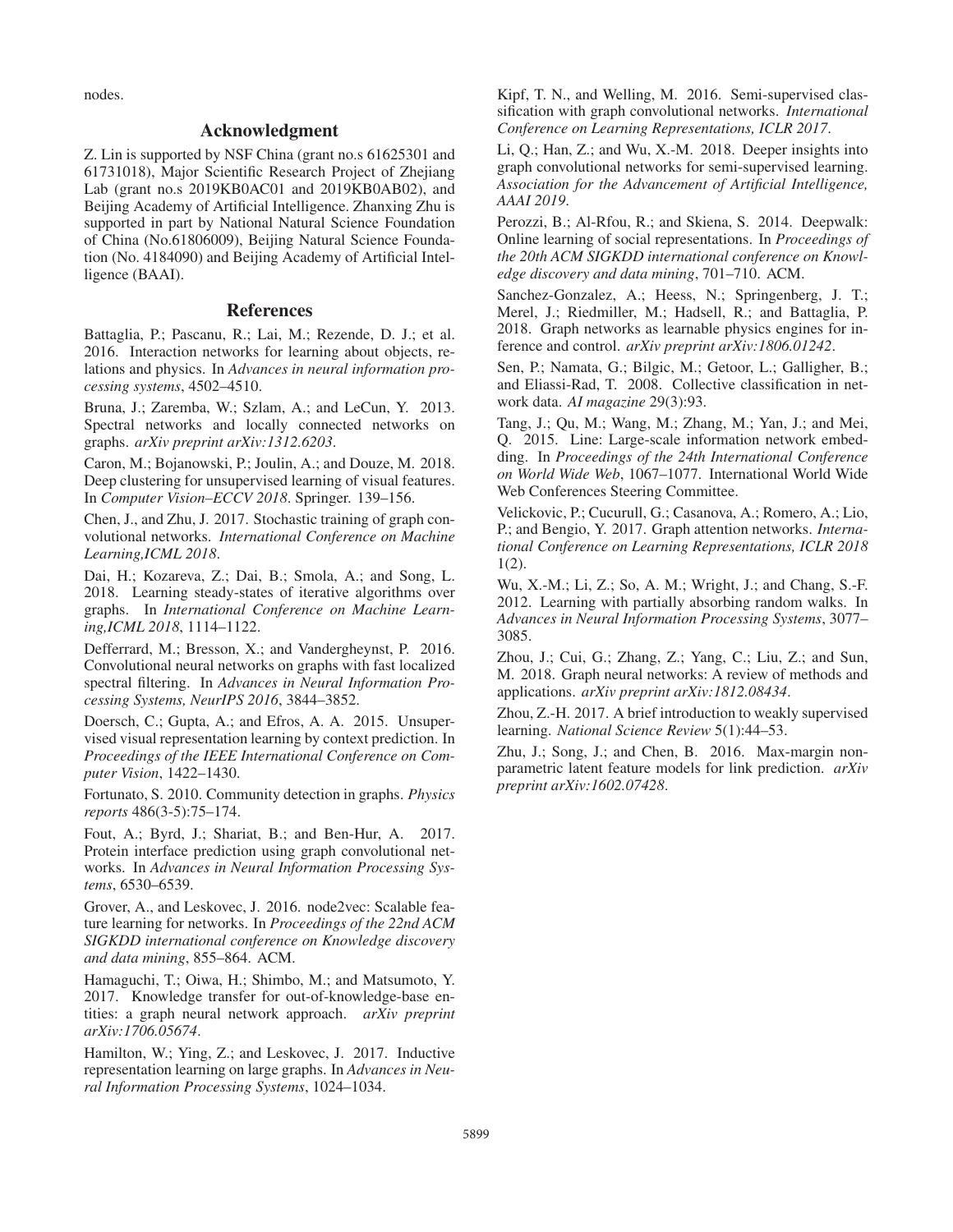nodes.

## Acknowledgment

Z. Lin is supported by NSF China (grant no.s 61625301 and 61731018), Major Scientific Research Project of Zhejiang Lab (grant no.s 2019KB0AC01 and 2019KB0AB02), and Beijing Academy of Artificial Intelligence. Zhanxing Zhu is supported in part by National Natural Science Foundation of China (No.61806009), Beijing Natural Science Foundation (No. 4184090) and Beijing Academy of Artificial Intelligence (BAAI).

## References

Battaglia, P.; Pascanu, R.; Lai, M.; Rezende, D. J.; et al. 2016. Interaction networks for learning about objects, relations and physics. In *Advances in neural information processing systems*, 4502–4510.

Bruna, J.; Zaremba, W.; Szlam, A.; and LeCun, Y. 2013. Spectral networks and locally connected networks on graphs. *arXiv preprint arXiv:1312.6203*.

Caron, M.; Bojanowski, P.; Joulin, A.; and Douze, M. 2018. Deep clustering for unsupervised learning of visual features. In *Computer Vision–ECCV 2018*. Springer. 139–156.

Chen, J., and Zhu, J. 2017. Stochastic training of graph convolutional networks. *International Conference on Machine Learning,ICML 2018*.

Dai, H.; Kozareva, Z.; Dai, B.; Smola, A.; and Song, L. 2018. Learning steady-states of iterative algorithms over graphs. In *International Conference on Machine Learning,ICML 2018*, 1114–1122.

Defferrard, M.; Bresson, X.; and Vandergheynst, P. 2016. Convolutional neural networks on graphs with fast localized spectral filtering. In *Advances in Neural Information Processing Systems, NeurIPS 2016*, 3844–3852.

Doersch, C.; Gupta, A.; and Efros, A. A. 2015. Unsupervised visual representation learning by context prediction. In *Proceedings of the IEEE International Conference on Computer Vision*, 1422–1430.

Fortunato, S. 2010. Community detection in graphs. *Physics reports* 486(3-5):75–174.

Fout, A.; Byrd, J.; Shariat, B.; and Ben-Hur, A. 2017. Protein interface prediction using graph convolutional networks. In *Advances in Neural Information Processing Systems*, 6530–6539.

Grover, A., and Leskovec, J. 2016. node2vec: Scalable feature learning for networks. In *Proceedings of the 22nd ACM SIGKDD international conference on Knowledge discovery and data mining*, 855–864. ACM.

Hamaguchi, T.; Oiwa, H.; Shimbo, M.; and Matsumoto, Y. 2017. Knowledge transfer for out-of-knowledge-base entities: a graph neural network approach. *arXiv preprint arXiv:1706.05674*.

Hamilton, W.; Ying, Z.; and Leskovec, J. 2017. Inductive representation learning on large graphs. In *Advances in Neural Information Processing Systems*, 1024–1034.

Kipf, T. N., and Welling, M. 2016. Semi-supervised classification with graph convolutional networks. *International Conference on Learning Representations, ICLR 2017*.

Li, Q.; Han, Z.; and Wu, X.-M. 2018. Deeper insights into graph convolutional networks for semi-supervised learning. *Association for the Advancement of Artificial Intelligence, AAAI 2019*.

Perozzi, B.; Al-Rfou, R.; and Skiena, S. 2014. Deepwalk: Online learning of social representations. In *Proceedings of the 20th ACM SIGKDD international conference on Knowledge discovery and data mining*, 701–710. ACM.

Sanchez-Gonzalez, A.; Heess, N.; Springenberg, J. T.; Merel, J.; Riedmiller, M.; Hadsell, R.; and Battaglia, P. 2018. Graph networks as learnable physics engines for inference and control. *arXiv preprint arXiv:1806.01242*.

Sen, P.; Namata, G.; Bilgic, M.; Getoor, L.; Galligher, B.; and Eliassi-Rad, T. 2008. Collective classification in network data. *AI magazine* 29(3):93.

Tang, J.; Qu, M.; Wang, M.; Zhang, M.; Yan, J.; and Mei, Q. 2015. Line: Large-scale information network embedding. In *Proceedings of the 24th International Conference on World Wide Web*, 1067–1077. International World Wide Web Conferences Steering Committee.

Velickovic, P.; Cucurull, G.; Casanova, A.; Romero, A.; Lio, P.; and Bengio, Y. 2017. Graph attention networks. *International Conference on Learning Representations, ICLR 2018* 1(2).

Wu, X.-M.; Li, Z.; So, A. M.; Wright, J.; and Chang, S.-F. 2012. Learning with partially absorbing random walks. In *Advances in Neural Information Processing Systems*, 3077–3085.

Zhou, J.; Cui, G.; Zhang, Z.; Yang, C.; Liu, Z.; and Sun, M. 2018. Graph neural networks: A review of methods and applications. *arXiv preprint arXiv:1812.08434*.

Zhou, Z.-H. 2017. A brief introduction to weakly supervised learning. *National Science Review* 5(1):44–53.

Zhu, J.; Song, J.; and Chen, B. 2016. Max-margin nonparametric latent feature models for link prediction. *arXiv preprint arXiv:1602.07428*.